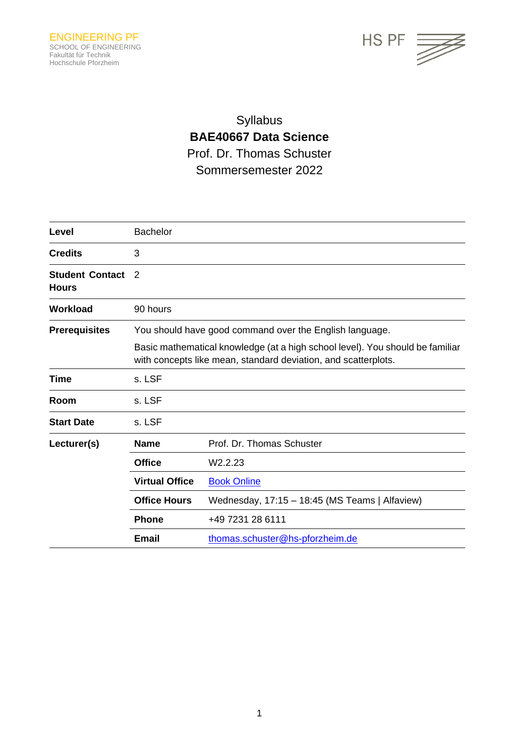ENGINEERING PF
SCHOOL OF ENGINEERING
Fakultät für Technik
Hochschule Pforzheim

HS PF

Syllabus

# BAE40667 Data Science

Prof. Dr. Thomas Schuster

Sommersemester 2022

| | | |
|---|---|---|
| **Level** | Bachelor | |
| **Credits** | 3 | |
| **Student Contact Hours** | 2 | |
| **Workload** | 90 hours | |
| **Prerequisites** | You should have good command over the English language.<br>Basic mathematical knowledge (at a high school level). You should be familiar with concepts like mean, standard deviation, and scatterplots. | |
| **Time** | s. LSF | |
| **Room** | s. LSF | |
| **Start Date** | s. LSF | |
| **Lecturer(s)** | **Name** | Prof. Dr. Thomas Schuster |
| | **Office** | W2.2.23 |
| | **Virtual Office** | [Book Online] |
| | **Office Hours** | Wednesday, 17:15 – 18:45 (MS Teams \| Alfaview) |
| | **Phone** | +49 7231 28 6111 |
| | **Email** | thomas.schuster@hs-pforzheim.de |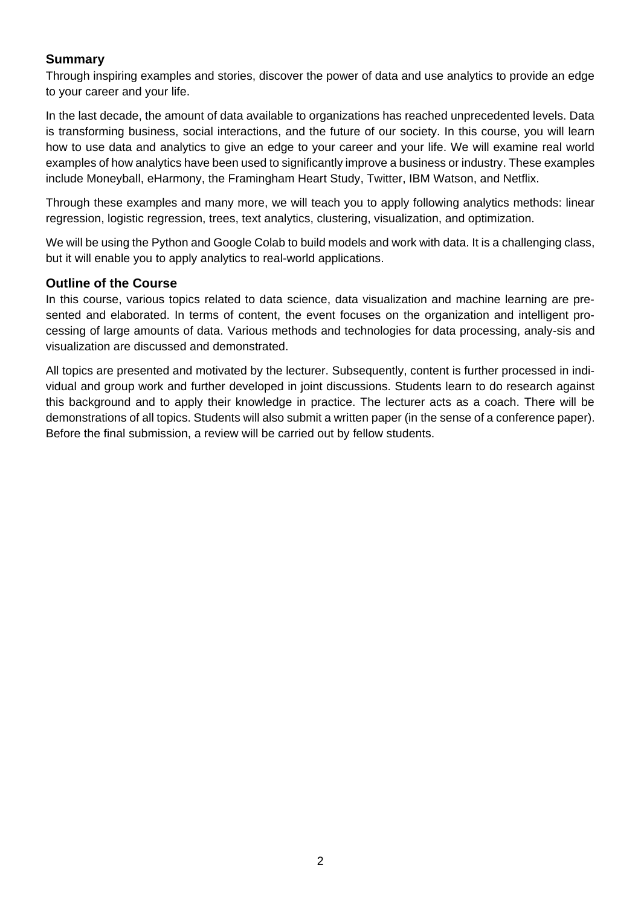## Summary

Through inspiring examples and stories, discover the power of data and use analytics to provide an edge to your career and your life.

In the last decade, the amount of data available to organizations has reached unprecedented levels. Data is transforming business, social interactions, and the future of our society. In this course, you will learn how to use data and analytics to give an edge to your career and your life. We will examine real world examples of how analytics have been used to significantly improve a business or industry. These examples include Moneyball, eHarmony, the Framingham Heart Study, Twitter, IBM Watson, and Netflix.

Through these examples and many more, we will teach you to apply following analytics methods: linear regression, logistic regression, trees, text analytics, clustering, visualization, and optimization.

We will be using the Python and Google Colab to build models and work with data. It is a challenging class, but it will enable you to apply analytics to real-world applications.

## Outline of the Course

In this course, various topics related to data science, data visualization and machine learning are presented and elaborated. In terms of content, the event focuses on the organization and intelligent processing of large amounts of data. Various methods and technologies for data processing, analy-sis and visualization are discussed and demonstrated.

All topics are presented and motivated by the lecturer. Subsequently, content is further processed in individual and group work and further developed in joint discussions. Students learn to do research against this background and to apply their knowledge in practice. The lecturer acts as a coach. There will be demonstrations of all topics. Students will also submit a written paper (in the sense of a conference paper). Before the final submission, a review will be carried out by fellow students.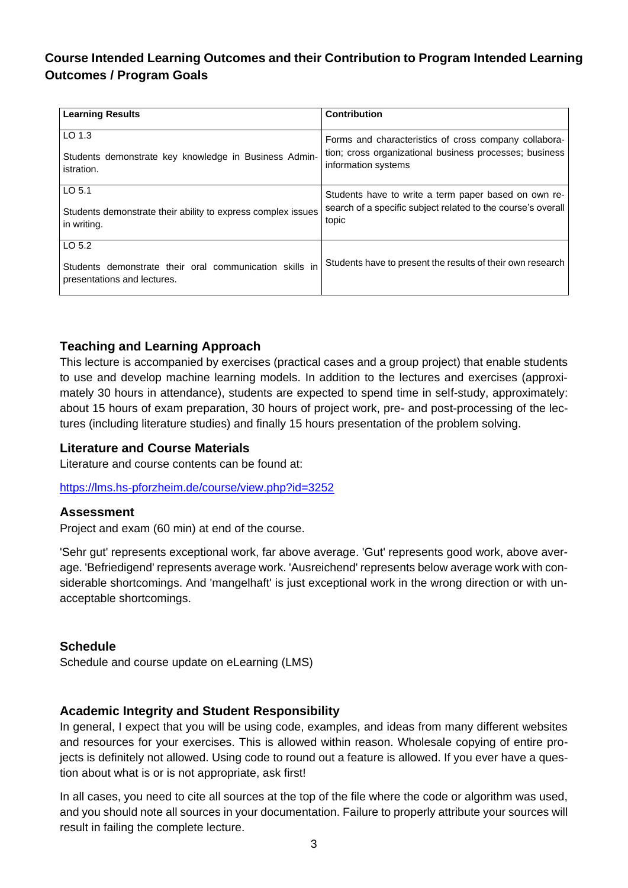## Course Intended Learning Outcomes and their Contribution to Program Intended Learning Outcomes / Program Goals

| Learning Results | Contribution |
|---|---|
| LO 1.3<br><br>Students demonstrate key knowledge in Business Administration. | Forms and characteristics of cross company collaboration; cross organizational business processes; business information systems |
| LO 5.1<br><br>Students demonstrate their ability to express complex issues in writing. | Students have to write a term paper based on own research of a specific subject related to the course's overall topic |
| LO 5.2<br><br>Students demonstrate their oral communication skills in presentations and lectures. | Students have to present the results of their own research |

### Teaching and Learning Approach

This lecture is accompanied by exercises (practical cases and a group project) that enable students to use and develop machine learning models. In addition to the lectures and exercises (approximately 30 hours in attendance), students are expected to spend time in self-study, approximately: about 15 hours of exam preparation, 30 hours of project work, pre- and post-processing of the lectures (including literature studies) and finally 15 hours presentation of the problem solving.

### Literature and Course Materials

Literature and course contents can be found at:

https://lms.hs-pforzheim.de/course/view.php?id=3252

### Assessment

Project and exam (60 min) at end of the course.

'Sehr gut' represents exceptional work, far above average. 'Gut' represents good work, above average. 'Befriedigend' represents average work. 'Ausreichend' represents below average work with considerable shortcomings. And 'mangelhaft' is just exceptional work in the wrong direction or with unacceptable shortcomings.

### Schedule

Schedule and course update on eLearning (LMS)

### Academic Integrity and Student Responsibility

In general, I expect that you will be using code, examples, and ideas from many different websites and resources for your exercises. This is allowed within reason. Wholesale copying of entire projects is definitely not allowed. Using code to round out a feature is allowed. If you ever have a question about what is or is not appropriate, ask first!

In all cases, you need to cite all sources at the top of the file where the code or algorithm was used, and you should note all sources in your documentation. Failure to properly attribute your sources will result in failing the complete lecture.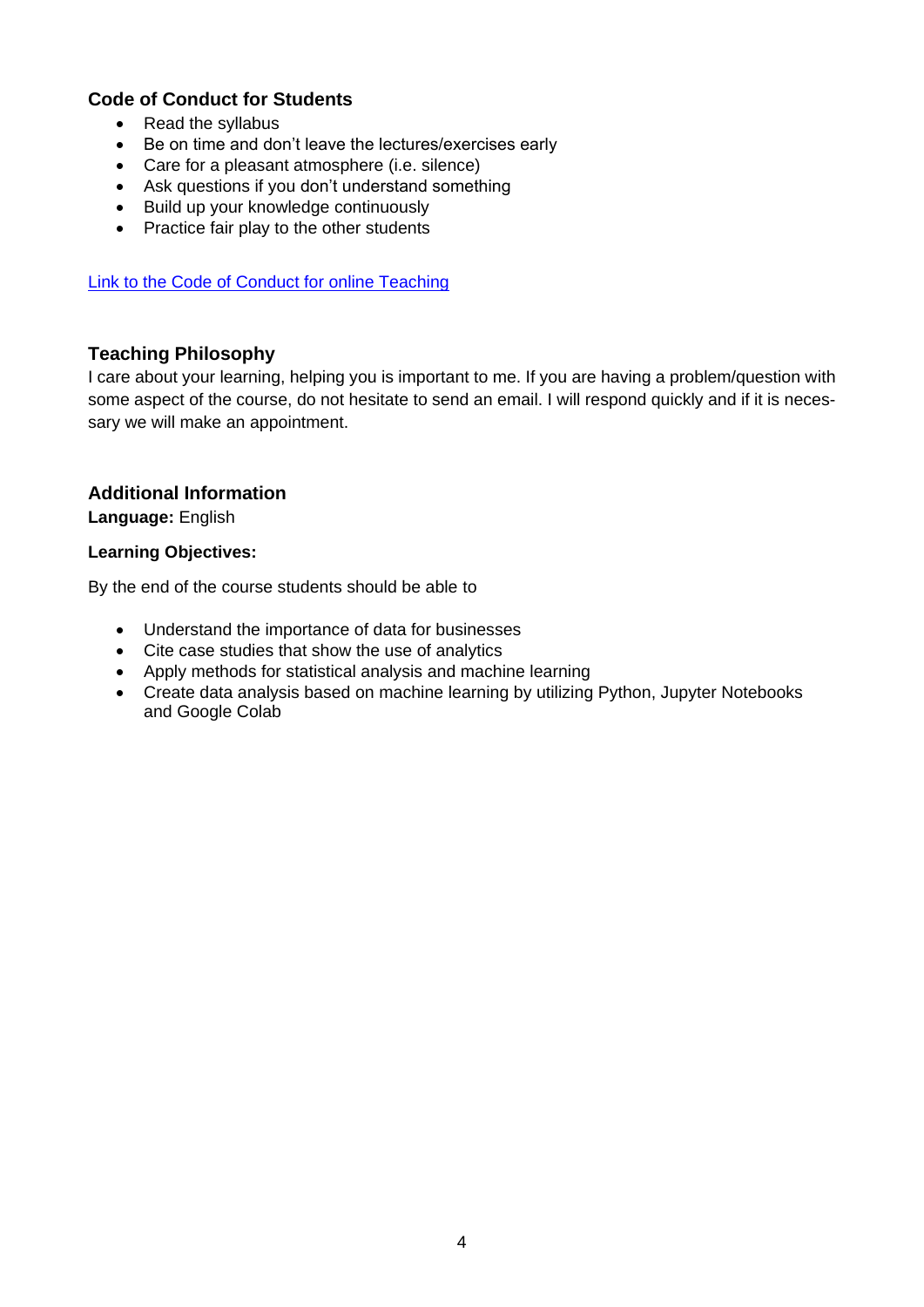### Code of Conduct for Students

- Read the syllabus
- Be on time and don't leave the lectures/exercises early
- Care for a pleasant atmosphere (i.e. silence)
- Ask questions if you don't understand something
- Build up your knowledge continuously
- Practice fair play to the other students

Link to the Code of Conduct for online Teaching

### Teaching Philosophy

I care about your learning, helping you is important to me. If you are having a problem/question with some aspect of the course, do not hesitate to send an email. I will respond quickly and if it is necessary we will make an appointment.

### Additional Information

**Language:** English

**Learning Objectives:**

By the end of the course students should be able to

- Understand the importance of data for businesses
- Cite case studies that show the use of analytics
- Apply methods for statistical analysis and machine learning
- Create data analysis based on machine learning by utilizing Python, Jupyter Notebooks and Google Colab